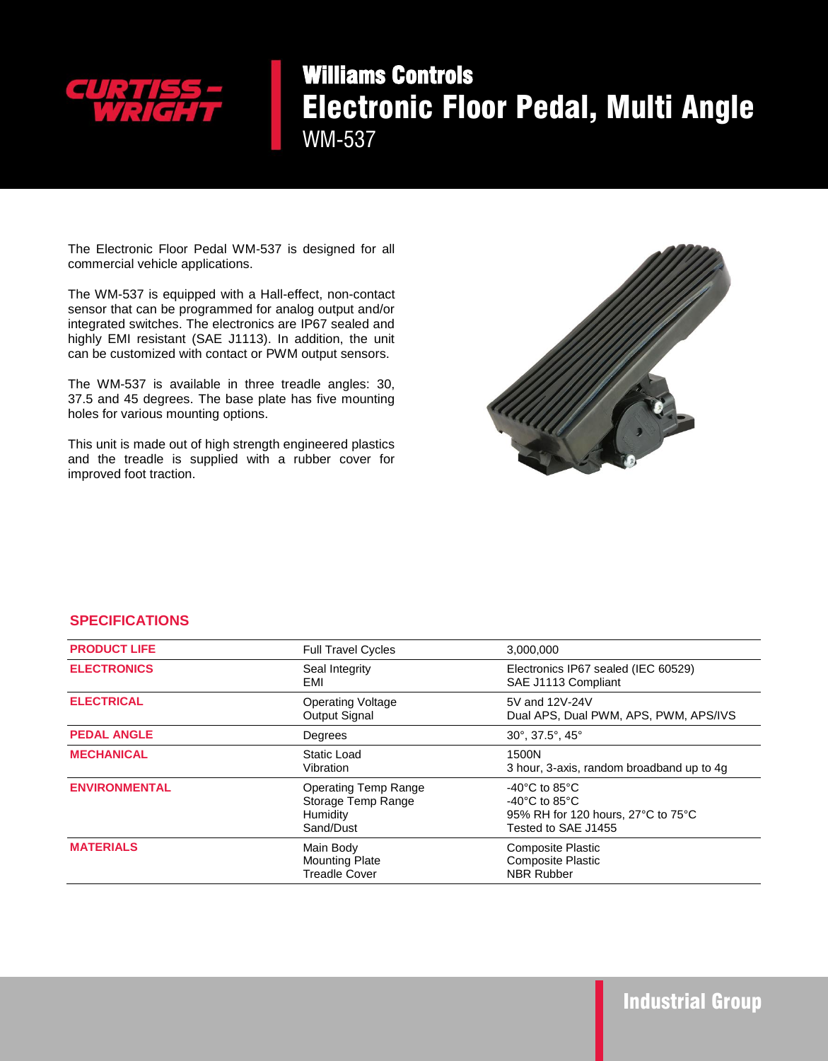# Williams Controls

# Electronic Floor Pedal, Multi Angle

## WM-537

The Electronic Floor Pedal WM-537 is designed for all commercial vehicle applications.

The WM-537 is equipped with a Hall-effect, non-contact sensor that can be programmed for analog output and/or integrated switches. The electronics are IP67 sealed and highly EMI resistant (SAE J1113). In addition, the unit can be customized with contact or PWM output sensors.

The WM-537 is available in three treadle angles: 30, 37.5 and 45 degrees. The base plate has five mounting holes for various mounting options.

This unit is made out of high strength engineered plastics and the treadle is supplied with a rubber cover for improved foot traction.

## SPECIFICATIONS

| | | |
|---|---|---|
| **PRODUCT LIFE** | Full Travel Cycles | 3,000,000 |
| **ELECTRONICS** | Seal Integrity<br>EMI | Electronics IP67 sealed (IEC 60529)<br>SAE J1113 Compliant |
| **ELECTRICAL** | Operating Voltage<br>Output Signal | 5V and 12V-24V<br>Dual APS, Dual PWM, APS, PWM, APS/IVS |
| **PEDAL ANGLE** | Degrees | 30°, 37.5°, 45° |
| **MECHANICAL** | Static Load<br>Vibration | 1500N<br>3 hour, 3-axis, random broadband up to 4g |
| **ENVIRONMENTAL** | Operating Temp Range<br>Storage Temp Range<br>Humidity<br>Sand/Dust | -40°C to 85°C<br>-40°C to 85°C<br>95% RH for 120 hours, 27°C to 75°C<br>Tested to SAE J1455 |
| **MATERIALS** | Main Body<br>Mounting Plate<br>Treadle Cover | Composite Plastic<br>Composite Plastic<br>NBR Rubber |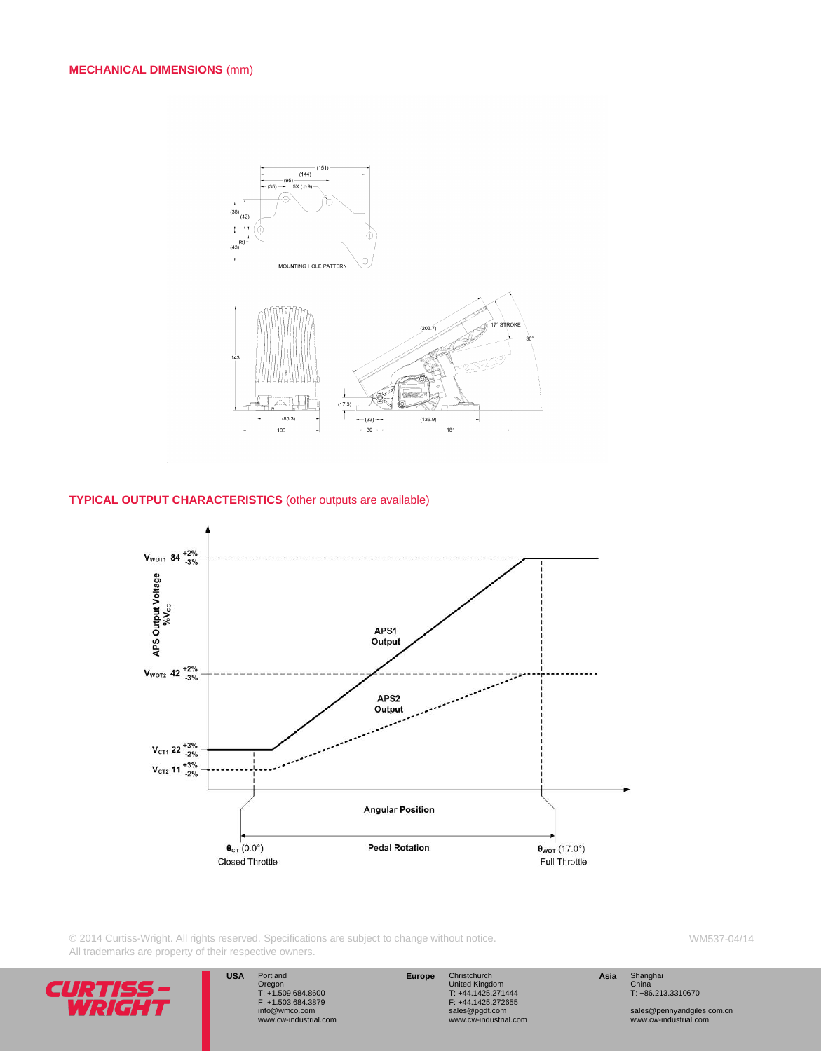## MECHANICAL DIMENSIONS (mm)

(151)
(144)
(95)
(35)
5X (⌀9)
(38)
(42)
(8)
(43)
MOUNTING HOLE PATTERN

143
(203.7)
17° STROKE
30°
(17.3)
(85.3)
106
(33)
(136.9)
30
181

## TYPICAL OUTPUT CHARACTERISTICS (other outputs are available)

APS Output Voltage %$V_{CC}$

$V_{WOT1}$ 84 $^{+2\%}_{-3\%}$

$V_{WOT2}$ 42 $^{+2\%}_{-3\%}$

$V_{CT1}$ 22 $^{+3\%}_{-2\%}$

$V_{CT2}$ 11 $^{+3\%}_{-2\%}$

APS1 Output

APS2 Output

Angular Position

Pedal Rotation

$\theta_{CT}$ (0.0°) Closed Throttle

$\theta_{WOT}$ (17.0°) Full Throttle

© 2014 Curtiss-Wright. All rights reserved. Specifications are subject to change without notice.
All trademarks are property of their respective owners.

WM537-04/14

CURTISS-WRIGHT

**USA**
Portland
Oregon
T: +1.509.684.8600
F: +1.503.684.3879
info@wmco.com
www.cw-industrial.com

**Europe**
Christchurch
United Kingdom
T: +44.1425.271444
F: +44.1425.272655
sales@pgdt.com
www.cw-industrial.com

**Asia**
Shanghai
China
T: +86.213.3310670

sales@pennyandgiles.com.cn
www.cw-industrial.com